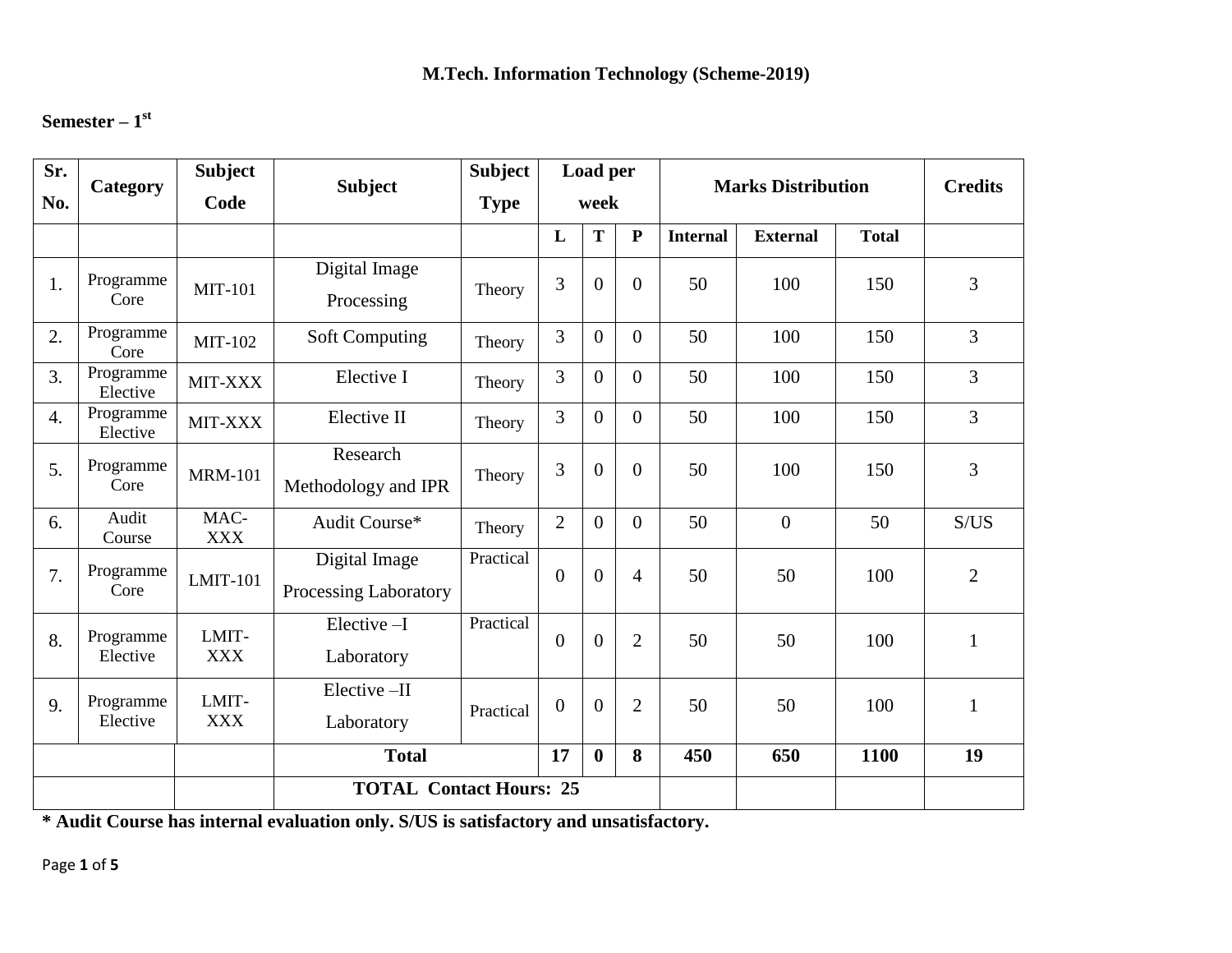**M.Tech. Information Technology (Scheme-2019)**

**Semester – 1st**

| Sr. No. | Category | Subject Code | Subject | Subject Type | Load per week | | | Marks Distribution | | | Credits |
|---|---|---|---|---|---|---|---|---|---|---|---|
| | | | | | L | T | P | Internal | External | Total | |
| 1. | Programme Core | MIT-101 | Digital Image Processing | Theory | 3 | 0 | 0 | 50 | 100 | 150 | 3 |
| 2. | Programme Core | MIT-102 | Soft Computing | Theory | 3 | 0 | 0 | 50 | 100 | 150 | 3 |
| 3. | Programme Elective | MIT-XXX | Elective I | Theory | 3 | 0 | 0 | 50 | 100 | 150 | 3 |
| 4. | Programme Elective | MIT-XXX | Elective II | Theory | 3 | 0 | 0 | 50 | 100 | 150 | 3 |
| 5. | Programme Core | MRM-101 | Research Methodology and IPR | Theory | 3 | 0 | 0 | 50 | 100 | 150 | 3 |
| 6. | Audit Course | MAC-XXX | Audit Course* | Theory | 2 | 0 | 0 | 50 | 0 | 50 | S/US |
| 7. | Programme Core | LMIT-101 | Digital Image Processing Laboratory | Practical | 0 | 0 | 4 | 50 | 50 | 100 | 2 |
| 8. | Programme Elective | LMIT-XXX | Elective –I Laboratory | Practical | 0 | 0 | 2 | 50 | 50 | 100 | 1 |
| 9. | Programme Elective | LMIT-XXX | Elective –II Laboratory | Practical | 0 | 0 | 2 | 50 | 50 | 100 | 1 |
| | | | **Total** | | **17** | **0** | **8** | **450** | **650** | **1100** | **19** |
| | | | **TOTAL Contact Hours: 25** | | | | | | | | |

**\* Audit Course has internal evaluation only. S/US is satisfactory and unsatisfactory.**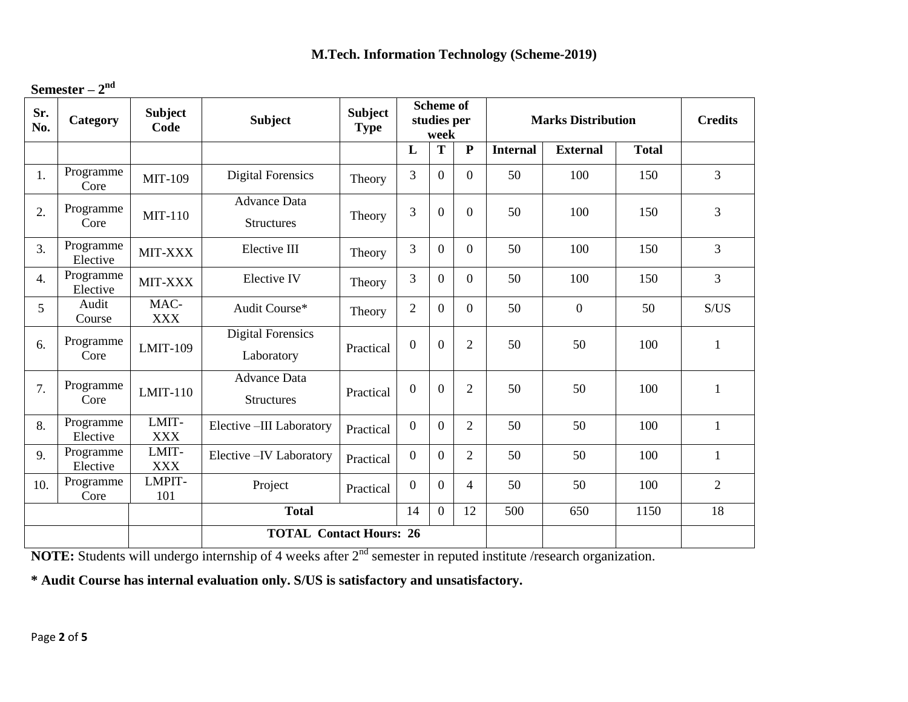## M.Tech. Information Technology (Scheme-2019)

**Semester – 2nd**

| Sr. No. | Category | Subject Code | Subject | Subject Type | Scheme of studies per week | | | Marks Distribution | | | Credits |
|---|---|---|---|---|---|---|---|---|---|---|---|
| | | | | | L | T | P | Internal | External | Total | |
| 1. | Programme Core | MIT-109 | Digital Forensics | Theory | 3 | 0 | 0 | 50 | 100 | 150 | 3 |
| 2. | Programme Core | MIT-110 | Advance Data Structures | Theory | 3 | 0 | 0 | 50 | 100 | 150 | 3 |
| 3. | Programme Elective | MIT-XXX | Elective III | Theory | 3 | 0 | 0 | 50 | 100 | 150 | 3 |
| 4. | Programme Elective | MIT-XXX | Elective IV | Theory | 3 | 0 | 0 | 50 | 100 | 150 | 3 |
| 5 | Audit Course | MAC-XXX | Audit Course* | Theory | 2 | 0 | 0 | 50 | 0 | 50 | S/US |
| 6. | Programme Core | LMIT-109 | Digital Forensics Laboratory | Practical | 0 | 0 | 2 | 50 | 50 | 100 | 1 |
| 7. | Programme Core | LMIT-110 | Advance Data Structures | Practical | 0 | 0 | 2 | 50 | 50 | 100 | 1 |
| 8. | Programme Elective | LMIT-XXX | Elective –III Laboratory | Practical | 0 | 0 | 2 | 50 | 50 | 100 | 1 |
| 9. | Programme Elective | LMIT-XXX | Elective –IV Laboratory | Practical | 0 | 0 | 2 | 50 | 50 | 100 | 1 |
| 10. | Programme Core | LMPIT-101 | Project | Practical | 0 | 0 | 4 | 50 | 50 | 100 | 2 |
| | | | **Total** | | 14 | 0 | 12 | 500 | 650 | 1150 | 18 |
| | | | **TOTAL Contact Hours: 26** | | | | | | | | |

**NOTE:** Students will undergo internship of 4 weeks after 2nd semester in reputed institute /research organization.

**\* Audit Course has internal evaluation only. S/US is satisfactory and unsatisfactory.**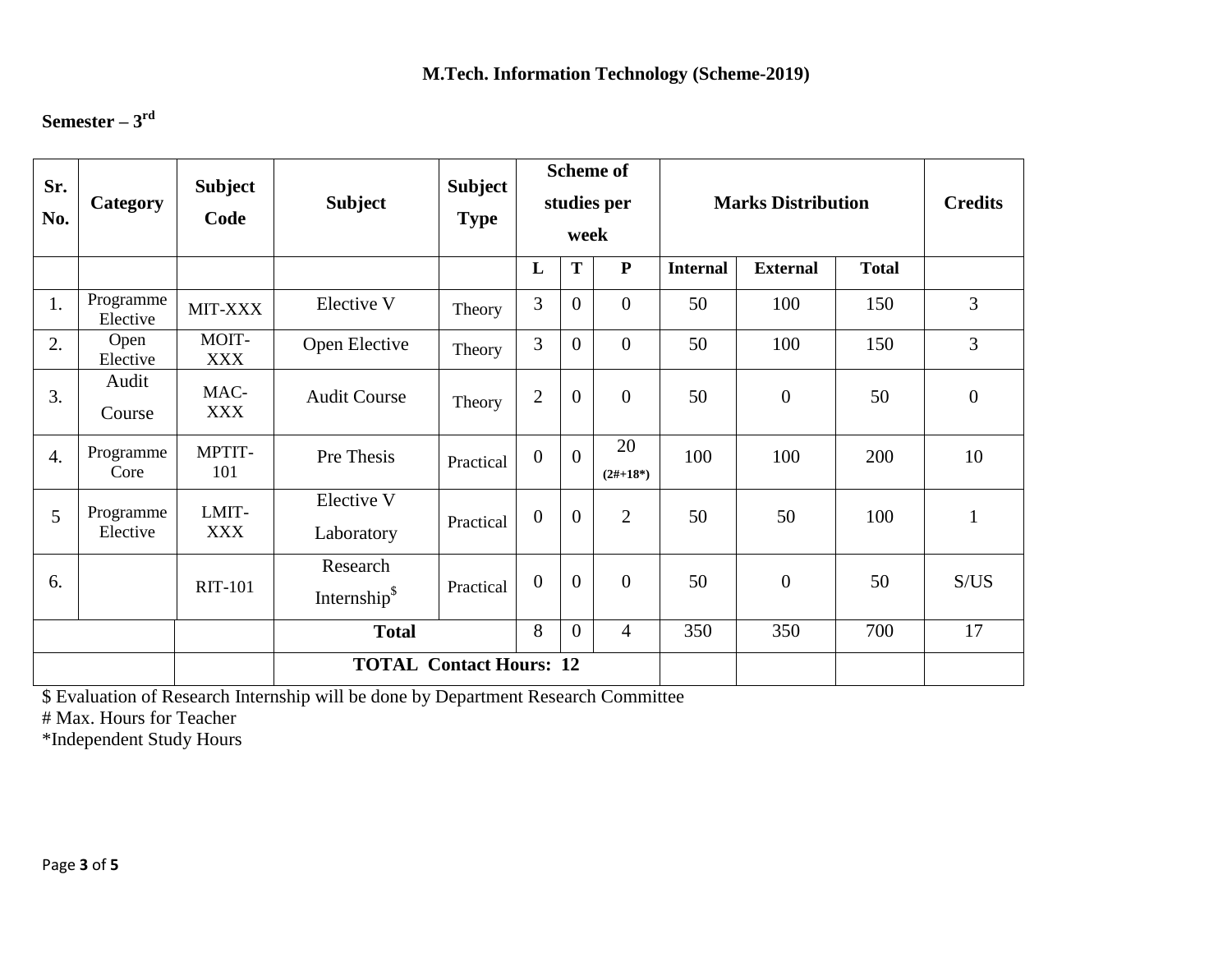**M.Tech. Information Technology (Scheme-2019)**

**Semester – 3rd**

| Sr. No. | Category | Subject Code | Subject | Subject Type | Scheme of studies per week | | | Marks Distribution | | | Credits |
|---|---|---|---|---|---|---|---|---|---|---|---|
| | | | | | **L** | **T** | **P** | **Internal** | **External** | **Total** | |
| 1. | Programme Elective | MIT-XXX | Elective V | Theory | 3 | 0 | 0 | 50 | 100 | 150 | 3 |
| 2. | Open Elective | MOIT-XXX | Open Elective | Theory | 3 | 0 | 0 | 50 | 100 | 150 | 3 |
| 3. | Audit Course | MAC-XXX | Audit Course | Theory | 2 | 0 | 0 | 50 | 0 | 50 | 0 |
| 4. | Programme Core | MPTIT-101 | Pre Thesis | Practical | 0 | 0 | 20 (2#+18*) | 100 | 100 | 200 | 10 |
| 5 | Programme Elective | LMIT-XXX | Elective V Laboratory | Practical | 0 | 0 | 2 | 50 | 50 | 100 | 1 |
| 6. | | RIT-101 | Research Internship$ | Practical | 0 | 0 | 0 | 50 | 0 | 50 | S/US |
| | | | **Total** | | 8 | 0 | 4 | 350 | 350 | 700 | 17 |
| | | | **TOTAL Contact Hours: 12** | | | | | | | | |

$ Evaluation of Research Internship will be done by Department Research Committee

# Max. Hours for Teacher

*Independent Study Hours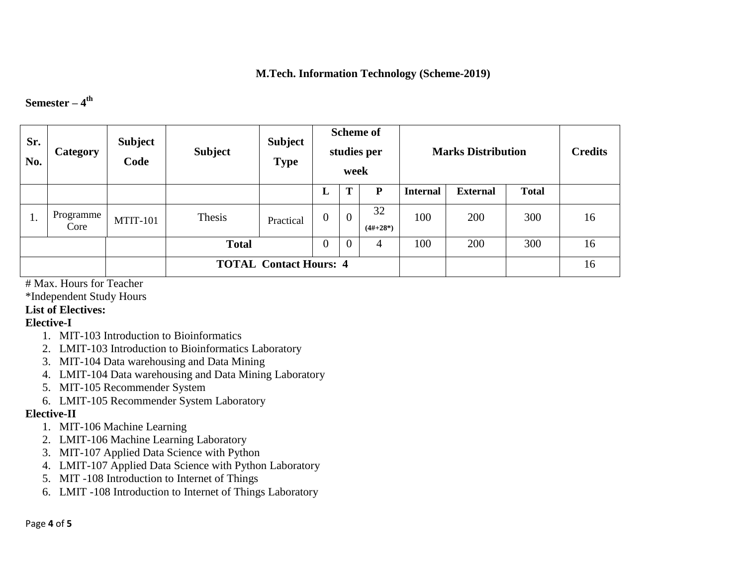**M.Tech. Information Technology (Scheme-2019)**

**Semester – 4th**

| Sr. No. | Category | Subject Code | Subject | Subject Type | Scheme of studies per week | | | Marks Distribution | | | Credits |
|---|---|---|---|---|---|---|---|---|---|---|---|
| | | | | | **L** | **T** | **P** | **Internal** | **External** | **Total** | |
| 1. | Programme Core | MTIT-101 | Thesis | Practical | 0 | 0 | 32 (4#+28*) | 100 | 200 | 300 | 16 |
| | | | **Total** | | 0 | 0 | 4 | 100 | 200 | 300 | 16 |
| | | | **TOTAL Contact Hours: 4** | | | | | | | | 16 |

# Max. Hours for Teacher
*Independent Study Hours

**List of Electives:**

**Elective-I**

1. MIT-103 Introduction to Bioinformatics
2. LMIT-103 Introduction to Bioinformatics Laboratory
3. MIT-104 Data warehousing and Data Mining
4. LMIT-104 Data warehousing and Data Mining Laboratory
5. MIT-105 Recommender System
6. LMIT-105 Recommender System Laboratory

**Elective-II**

1. MIT-106 Machine Learning
2. LMIT-106 Machine Learning Laboratory
3. MIT-107 Applied Data Science with Python
4. LMIT-107 Applied Data Science with Python Laboratory
5. MIT -108 Introduction to Internet of Things
6. LMIT -108 Introduction to Internet of Things Laboratory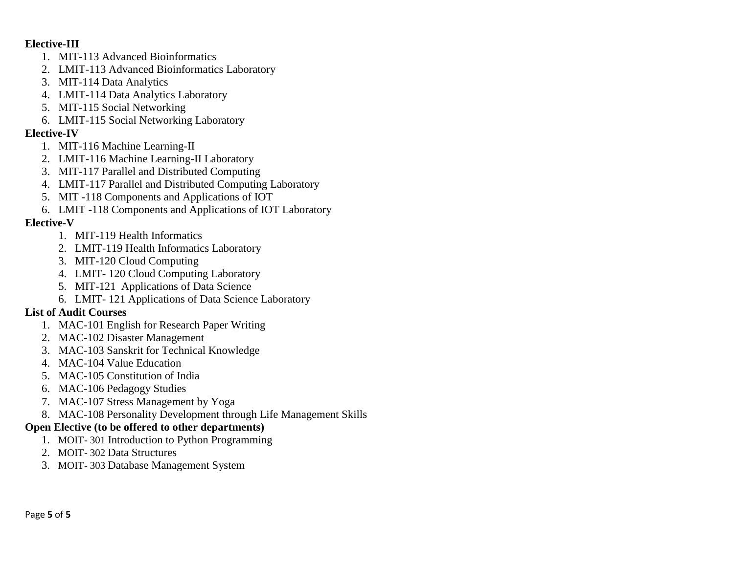**Elective-III**

1. MIT-113 Advanced Bioinformatics
2. LMIT-113 Advanced Bioinformatics Laboratory
3. MIT-114 Data Analytics
4. LMIT-114 Data Analytics Laboratory
5. MIT-115 Social Networking
6. LMIT-115 Social Networking Laboratory

**Elective-IV**

1. MIT-116 Machine Learning-II
2. LMIT-116 Machine Learning-II Laboratory
3. MIT-117 Parallel and Distributed Computing
4. LMIT-117 Parallel and Distributed Computing Laboratory
5. MIT -118 Components and Applications of IOT
6. LMIT -118 Components and Applications of IOT Laboratory

**Elective-V**

1. MIT-119 Health Informatics
2. LMIT-119 Health Informatics Laboratory
3. MIT-120 Cloud Computing
4. LMIT- 120 Cloud Computing Laboratory
5. MIT-121 Applications of Data Science
6. LMIT- 121 Applications of Data Science Laboratory

**List of Audit Courses**

1. MAC-101 English for Research Paper Writing
2. MAC-102 Disaster Management
3. MAC-103 Sanskrit for Technical Knowledge
4. MAC-104 Value Education
5. MAC-105 Constitution of India
6. MAC-106 Pedagogy Studies
7. MAC-107 Stress Management by Yoga
8. MAC-108 Personality Development through Life Management Skills

**Open Elective (to be offered to other departments)**

1. MOIT- 301 Introduction to Python Programming
2. MOIT- 302 Data Structures
3. MOIT- 303 Database Management System